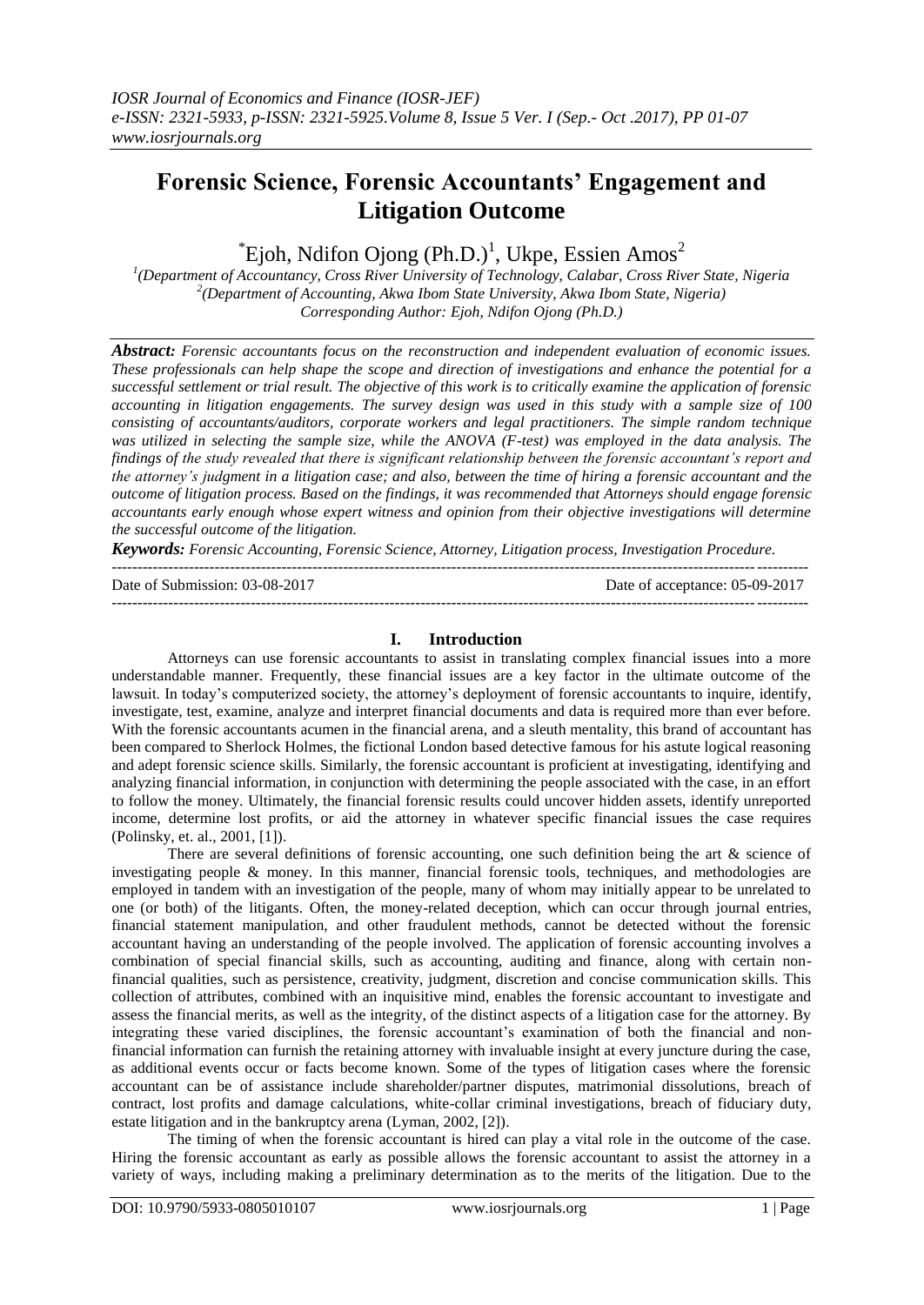# Forensic Science, Forensic Accountants' Engagement and Litigation Outcome

*Ejoh, Ndifon Ojong (Ph.D.)[1], Ukpe, Essien Amos[2]

[1](Department of Accountancy, Cross River University of Technology, Calabar, Cross River State, Nigeria
[2](Department of Accounting, Akwa Ibom State University, Akwa Ibom State, Nigeria)
Corresponding Author: Ejoh, Ndifon Ojong (Ph.D.)

***Abstract:*** *Forensic accountants focus on the reconstruction and independent evaluation of economic issues. These professionals can help shape the scope and direction of investigations and enhance the potential for a successful settlement or trial result. The objective of this work is to critically examine the application of forensic accounting in litigation engagements. The survey design was used in this study with a sample size of 100 consisting of accountants/auditors, corporate workers and legal practitioners. The simple random technique was utilized in selecting the sample size, while the ANOVA (F-test) was employed in the data analysis. The findings of the study revealed that there is significant relationship between the forensic accountant's report and the attorney's judgment in a litigation case; and also, between the time of hiring a forensic accountant and the outcome of litigation process. Based on the findings, it was recommended that Attorneys should engage forensic accountants early enough whose expert witness and opinion from their objective investigations will determine the successful outcome of the litigation.*

***Keywords:*** *Forensic Accounting, Forensic Science, Attorney, Litigation process, Investigation Procedure.*

Date of Submission: 03-08-2017 Date of acceptance: 05-09-2017

## I. Introduction

Attorneys can use forensic accountants to assist in translating complex financial issues into a more understandable manner. Frequently, these financial issues are a key factor in the ultimate outcome of the lawsuit. In today's computerized society, the attorney's deployment of forensic accountants to inquire, identify, investigate, test, examine, analyze and interpret financial documents and data is required more than ever before. With the forensic accountants acumen in the financial arena, and a sleuth mentality, this brand of accountant has been compared to Sherlock Holmes, the fictional London based detective famous for his astute logical reasoning and adept forensic science skills. Similarly, the forensic accountant is proficient at investigating, identifying and analyzing financial information, in conjunction with determining the people associated with the case, in an effort to follow the money. Ultimately, the financial forensic results could uncover hidden assets, identify unreported income, determine lost profits, or aid the attorney in whatever specific financial issues the case requires (Polinsky, et. al., 2001, [1]).

There are several definitions of forensic accounting, one such definition being the art & science of investigating people & money. In this manner, financial forensic tools, techniques, and methodologies are employed in tandem with an investigation of the people, many of whom may initially appear to be unrelated to one (or both) of the litigants. Often, the money-related deception, which can occur through journal entries, financial statement manipulation, and other fraudulent methods, cannot be detected without the forensic accountant having an understanding of the people involved. The application of forensic accounting involves a combination of special financial skills, such as accounting, auditing and finance, along with certain non-financial qualities, such as persistence, creativity, judgment, discretion and concise communication skills. This collection of attributes, combined with an inquisitive mind, enables the forensic accountant to investigate and assess the financial merits, as well as the integrity, of the distinct aspects of a litigation case for the attorney. By integrating these varied disciplines, the forensic accountant's examination of both the financial and non-financial information can furnish the retaining attorney with invaluable insight at every juncture during the case, as additional events occur or facts become known. Some of the types of litigation cases where the forensic accountant can be of assistance include shareholder/partner disputes, matrimonial dissolutions, breach of contract, lost profits and damage calculations, white-collar criminal investigations, breach of fiduciary duty, estate litigation and in the bankruptcy arena (Lyman, 2002, [2]).

The timing of when the forensic accountant is hired can play a vital role in the outcome of the case. Hiring the forensic accountant as early as possible allows the forensic accountant to assist the attorney in a variety of ways, including making a preliminary determination as to the merits of the litigation. Due to the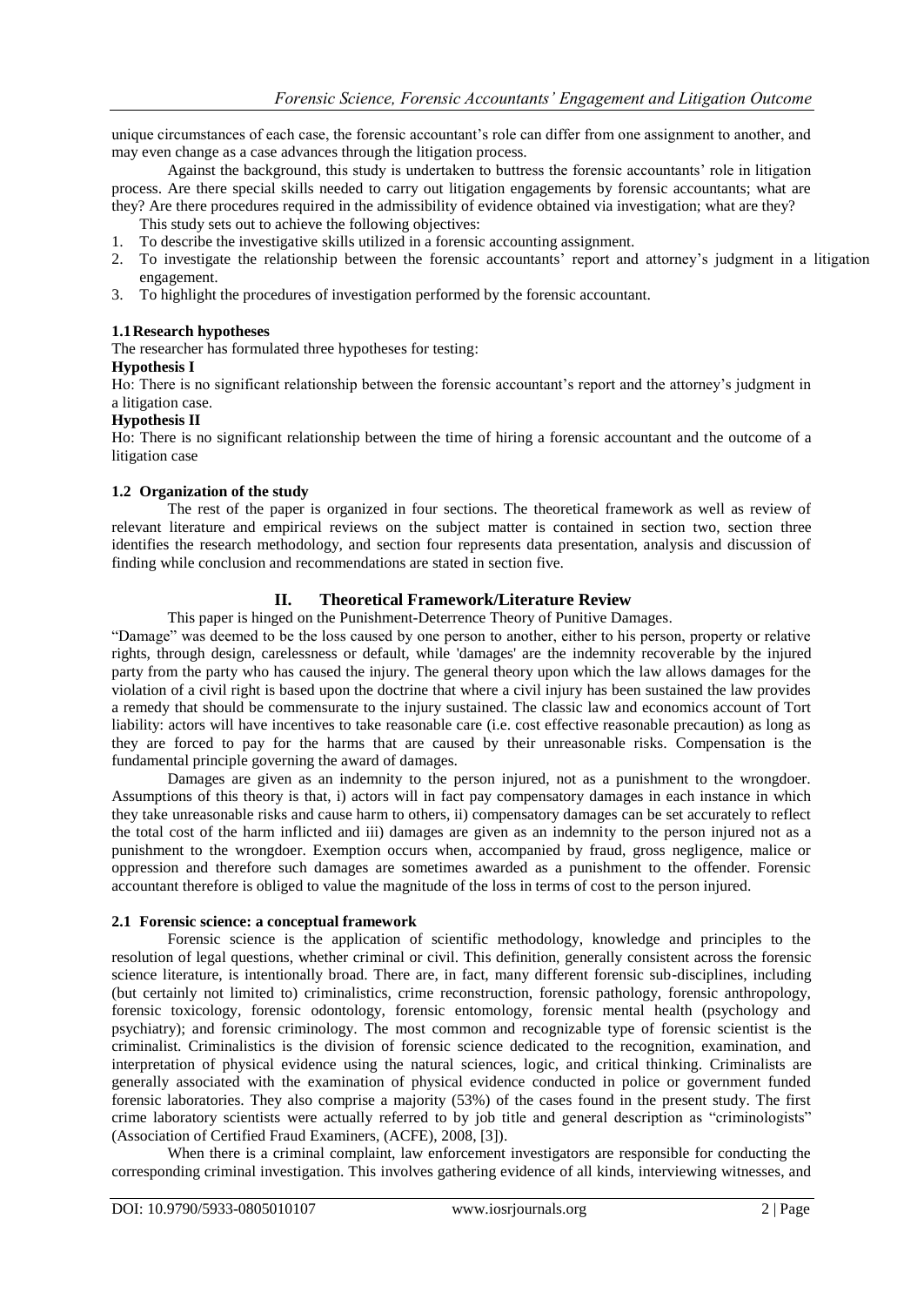unique circumstances of each case, the forensic accountant's role can differ from one assignment to another, and may even change as a case advances through the litigation process.

Against the background, this study is undertaken to buttress the forensic accountants' role in litigation process. Are there special skills needed to carry out litigation engagements by forensic accountants; what are they? Are there procedures required in the admissibility of evidence obtained via investigation; what are they?

This study sets out to achieve the following objectives:

1. To describe the investigative skills utilized in a forensic accounting assignment.
2. To investigate the relationship between the forensic accountants' report and attorney's judgment in a litigation engagement.
3. To highlight the procedures of investigation performed by the forensic accountant.

### 1.1 Research hypotheses

The researcher has formulated three hypotheses for testing:

**Hypothesis I**

Ho: There is no significant relationship between the forensic accountant's report and the attorney's judgment in a litigation case.

**Hypothesis II**

Ho: There is no significant relationship between the time of hiring a forensic accountant and the outcome of a litigation case

### 1.2 Organization of the study

The rest of the paper is organized in four sections. The theoretical framework as well as review of relevant literature and empirical reviews on the subject matter is contained in section two, section three identifies the research methodology, and section four represents data presentation, analysis and discussion of finding while conclusion and recommendations are stated in section five.

## II. Theoretical Framework/Literature Review

This paper is hinged on the Punishment-Deterrence Theory of Punitive Damages.

"Damage" was deemed to be the loss caused by one person to another, either to his person, property or relative rights, through design, carelessness or default, while 'damages' are the indemnity recoverable by the injured party from the party who has caused the injury. The general theory upon which the law allows damages for the violation of a civil right is based upon the doctrine that where a civil injury has been sustained the law provides a remedy that should be commensurate to the injury sustained. The classic law and economics account of Tort liability: actors will have incentives to take reasonable care (i.e. cost effective reasonable precaution) as long as they are forced to pay for the harms that are caused by their unreasonable risks. Compensation is the fundamental principle governing the award of damages.

Damages are given as an indemnity to the person injured, not as a punishment to the wrongdoer. Assumptions of this theory is that, i) actors will in fact pay compensatory damages in each instance in which they take unreasonable risks and cause harm to others, ii) compensatory damages can be set accurately to reflect the total cost of the harm inflicted and iii) damages are given as an indemnity to the person injured not as a punishment to the wrongdoer. Exemption occurs when, accompanied by fraud, gross negligence, malice or oppression and therefore such damages are sometimes awarded as a punishment to the offender. Forensic accountant therefore is obliged to value the magnitude of the loss in terms of cost to the person injured.

### 2.1 Forensic science: a conceptual framework

Forensic science is the application of scientific methodology, knowledge and principles to the resolution of legal questions, whether criminal or civil. This definition, generally consistent across the forensic science literature, is intentionally broad. There are, in fact, many different forensic sub-disciplines, including (but certainly not limited to) criminalistics, crime reconstruction, forensic pathology, forensic anthropology, forensic toxicology, forensic odontology, forensic entomology, forensic mental health (psychology and psychiatry); and forensic criminology. The most common and recognizable type of forensic scientist is the criminalist. Criminalistics is the division of forensic science dedicated to the recognition, examination, and interpretation of physical evidence using the natural sciences, logic, and critical thinking. Criminalists are generally associated with the examination of physical evidence conducted in police or government funded forensic laboratories. They also comprise a majority (53%) of the cases found in the present study. The first crime laboratory scientists were actually referred to by job title and general description as "criminologists" (Association of Certified Fraud Examiners, (ACFE), 2008, [3]).

When there is a criminal complaint, law enforcement investigators are responsible for conducting the corresponding criminal investigation. This involves gathering evidence of all kinds, interviewing witnesses, and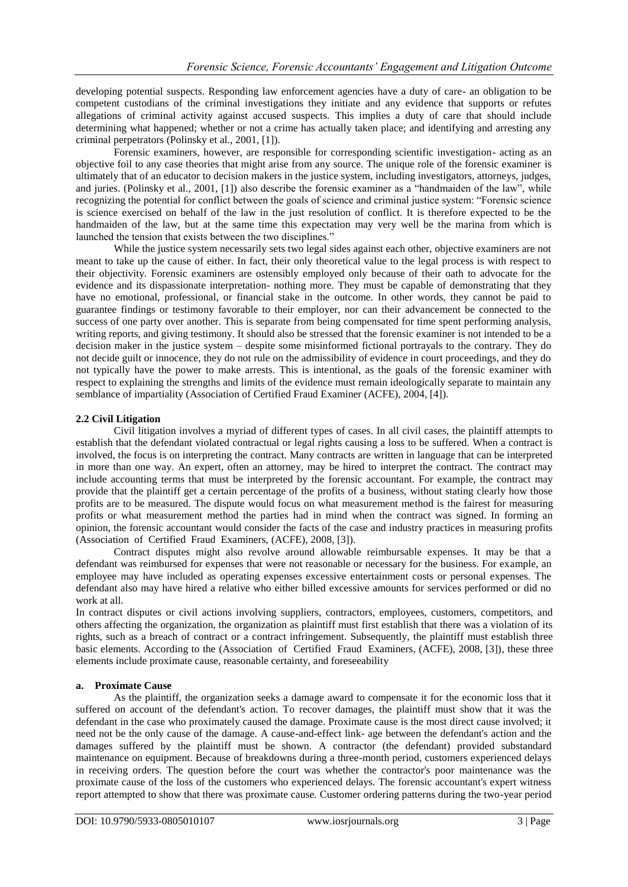developing potential suspects. Responding law enforcement agencies have a duty of care- an obligation to be competent custodians of the criminal investigations they initiate and any evidence that supports or refutes allegations of criminal activity against accused suspects. This implies a duty of care that should include determining what happened; whether or not a crime has actually taken place; and identifying and arresting any criminal perpetrators (Polinsky et al., 2001, [1]).

Forensic examiners, however, are responsible for corresponding scientific investigation- acting as an objective foil to any case theories that might arise from any source. The unique role of the forensic examiner is ultimately that of an educator to decision makers in the justice system, including investigators, attorneys, judges, and juries. (Polinsky et al., 2001, [1]) also describe the forensic examiner as a "handmaiden of the law", while recognizing the potential for conflict between the goals of science and criminal justice system: "Forensic science is science exercised on behalf of the law in the just resolution of conflict. It is therefore expected to be the handmaiden of the law, but at the same time this expectation may very well be the marina from which is launched the tension that exists between the two disciplines."

While the justice system necessarily sets two legal sides against each other, objective examiners are not meant to take up the cause of either. In fact, their only theoretical value to the legal process is with respect to their objectivity. Forensic examiners are ostensibly employed only because of their oath to advocate for the evidence and its dispassionate interpretation- nothing more. They must be capable of demonstrating that they have no emotional, professional, or financial stake in the outcome. In other words, they cannot be paid to guarantee findings or testimony favorable to their employer, nor can their advancement be connected to the success of one party over another. This is separate from being compensated for time spent performing analysis, writing reports, and giving testimony. It should also be stressed that the forensic examiner is not intended to be a decision maker in the justice system – despite some misinformed fictional portrayals to the contrary. They do not decide guilt or innocence, they do not rule on the admissibility of evidence in court proceedings, and they do not typically have the power to make arrests. This is intentional, as the goals of the forensic examiner with respect to explaining the strengths and limits of the evidence must remain ideologically separate to maintain any semblance of impartiality (Association of Certified Fraud Examiner (ACFE), 2004, [4]).

### 2.2 Civil Litigation

Civil litigation involves a myriad of different types of cases. In all civil cases, the plaintiff attempts to establish that the defendant violated contractual or legal rights causing a loss to be suffered. When a contract is involved, the focus is on interpreting the contract. Many contracts are written in language that can be interpreted in more than one way. An expert, often an attorney, may be hired to interpret the contract. The contract may include accounting terms that must be interpreted by the forensic accountant. For example, the contract may provide that the plaintiff get a certain percentage of the profits of a business, without stating clearly how those profits are to be measured. The dispute would focus on what measurement method is the fairest for measuring profits or what measurement method the parties had in mind when the contract was signed. In forming an opinion, the forensic accountant would consider the facts of the case and industry practices in measuring profits (Association of Certified Fraud Examiners, (ACFE), 2008, [3]).

Contract disputes might also revolve around allowable reimbursable expenses. It may be that a defendant was reimbursed for expenses that were not reasonable or necessary for the business. For example, an employee may have included as operating expenses excessive entertainment costs or personal expenses. The defendant also may have hired a relative who either billed excessive amounts for services performed or did no work at all.

In contract disputes or civil actions involving suppliers, contractors, employees, customers, competitors, and others affecting the organization, the organization as plaintiff must first establish that there was a violation of its rights, such as a breach of contract or a contract infringement. Subsequently, the plaintiff must establish three basic elements. According to the (Association of Certified Fraud Examiners, (ACFE), 2008, [3]), these three elements include proximate cause, reasonable certainty, and foreseeability

#### a. Proximate Cause

As the plaintiff, the organization seeks a damage award to compensate it for the economic loss that it suffered on account of the defendant's action. To recover damages, the plaintiff must show that it was the defendant in the case who proximately caused the damage. Proximate cause is the most direct cause involved; it need not be the only cause of the damage. A cause-and-effect link- age between the defendant's action and the damages suffered by the plaintiff must be shown. A contractor (the defendant) provided substandard maintenance on equipment. Because of breakdowns during a three-month period, customers experienced delays in receiving orders. The question before the court was whether the contractor's poor maintenance was the proximate cause of the loss of the customers who experienced delays. The forensic accountant's expert witness report attempted to show that there was proximate cause. Customer ordering patterns during the two-year period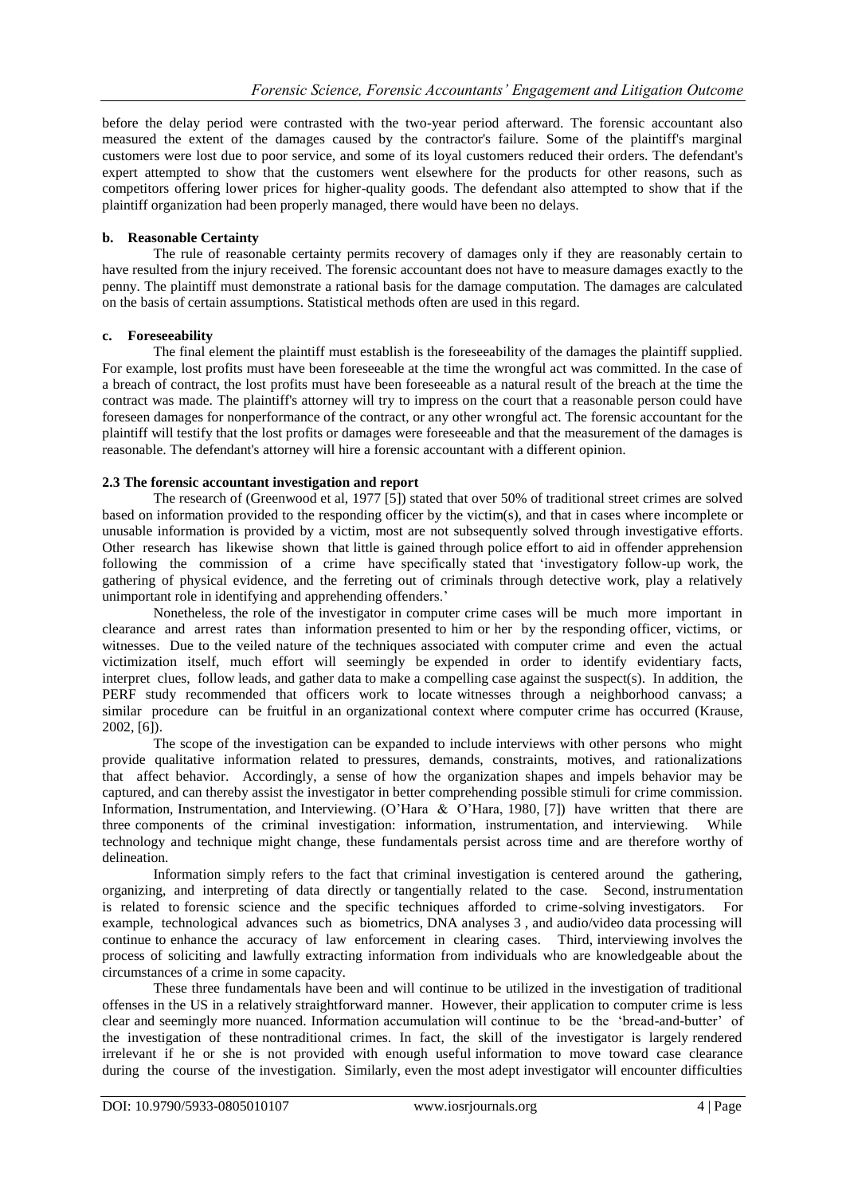before the delay period were contrasted with the two-year period afterward. The forensic accountant also measured the extent of the damages caused by the contractor's failure. Some of the plaintiff's marginal customers were lost due to poor service, and some of its loyal customers reduced their orders. The defendant's expert attempted to show that the customers went elsewhere for the products for other reasons, such as competitors offering lower prices for higher-quality goods. The defendant also attempted to show that if the plaintiff organization had been properly managed, there would have been no delays.

### b. Reasonable Certainty

The rule of reasonable certainty permits recovery of damages only if they are reasonably certain to have resulted from the injury received. The forensic accountant does not have to measure damages exactly to the penny. The plaintiff must demonstrate a rational basis for the damage computation. The damages are calculated on the basis of certain assumptions. Statistical methods often are used in this regard.

### c. Foreseeability

The final element the plaintiff must establish is the foreseeability of the damages the plaintiff supplied. For example, lost profits must have been foreseeable at the time the wrongful act was committed. In the case of a breach of contract, the lost profits must have been foreseeable as a natural result of the breach at the time the contract was made. The plaintiff's attorney will try to impress on the court that a reasonable person could have foreseen damages for nonperformance of the contract, or any other wrongful act. The forensic accountant for the plaintiff will testify that the lost profits or damages were foreseeable and that the measurement of the damages is reasonable. The defendant's attorney will hire a forensic accountant with a different opinion.

## 2.3 The forensic accountant investigation and report

The research of (Greenwood et al, 1977 [5]) stated that over 50% of traditional street crimes are solved based on information provided to the responding officer by the victim(s), and that in cases where incomplete or unusable information is provided by a victim, most are not subsequently solved through investigative efforts. Other research has likewise shown that little is gained through police effort to aid in offender apprehension following the commission of a crime have specifically stated that 'investigatory follow-up work, the gathering of physical evidence, and the ferreting out of criminals through detective work, play a relatively unimportant role in identifying and apprehending offenders.'

Nonetheless, the role of the investigator in computer crime cases will be much more important in clearance and arrest rates than information presented to him or her by the responding officer, victims, or witnesses. Due to the veiled nature of the techniques associated with computer crime and even the actual victimization itself, much effort will seemingly be expended in order to identify evidentiary facts, interpret clues, follow leads, and gather data to make a compelling case against the suspect(s). In addition, the PERF study recommended that officers work to locate witnesses through a neighborhood canvass; a similar procedure can be fruitful in an organizational context where computer crime has occurred (Krause, 2002, [6]).

The scope of the investigation can be expanded to include interviews with other persons who might provide qualitative information related to pressures, demands, constraints, motives, and rationalizations that affect behavior. Accordingly, a sense of how the organization shapes and impels behavior may be captured, and can thereby assist the investigator in better comprehending possible stimuli for crime commission. Information, Instrumentation, and Interviewing. (O'Hara & O'Hara, 1980, [7]) have written that there are three components of the criminal investigation: information, instrumentation, and interviewing. While technology and technique might change, these fundamentals persist across time and are therefore worthy of delineation.

Information simply refers to the fact that criminal investigation is centered around the gathering, organizing, and interpreting of data directly or tangentially related to the case. Second, instrumentation is related to forensic science and the specific techniques afforded to crime-solving investigators. For example, technological advances such as biometrics, DNA analyses 3 , and audio/video data processing will continue to enhance the accuracy of law enforcement in clearing cases. Third, interviewing involves the process of soliciting and lawfully extracting information from individuals who are knowledgeable about the circumstances of a crime in some capacity.

These three fundamentals have been and will continue to be utilized in the investigation of traditional offenses in the US in a relatively straightforward manner. However, their application to computer crime is less clear and seemingly more nuanced. Information accumulation will continue to be the 'bread-and-butter' of the investigation of these nontraditional crimes. In fact, the skill of the investigator is largely rendered irrelevant if he or she is not provided with enough useful information to move toward case clearance during the course of the investigation. Similarly, even the most adept investigator will encounter difficulties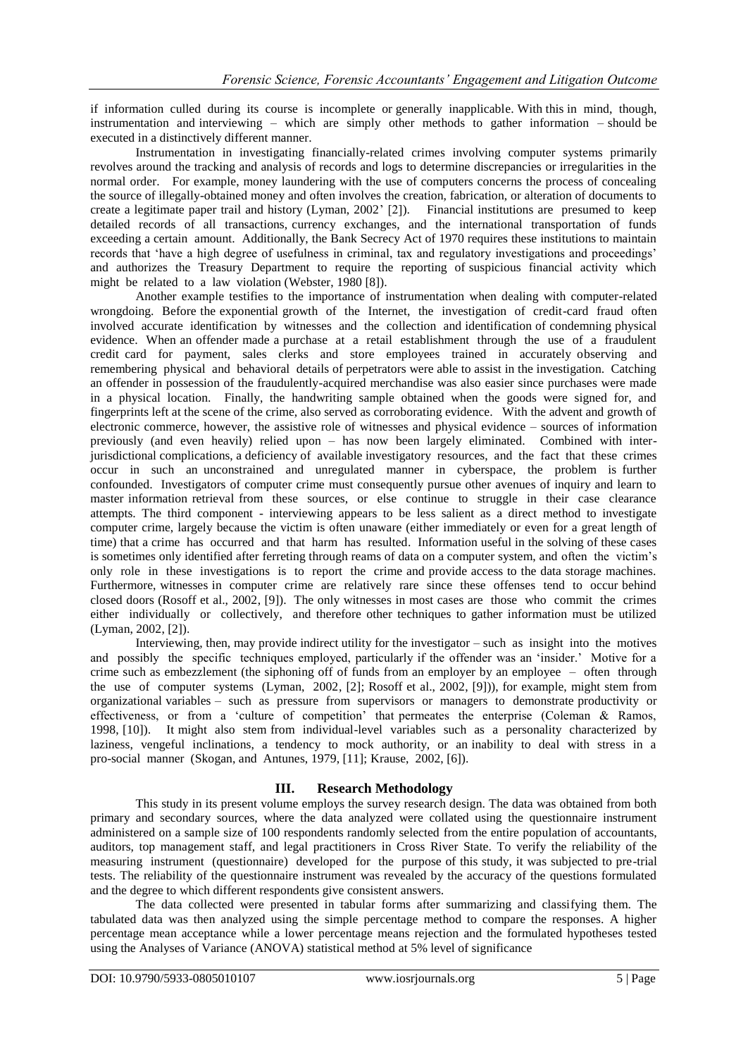if information culled during its course is incomplete or generally inapplicable. With this in mind, though, instrumentation and interviewing – which are simply other methods to gather information – should be executed in a distinctively different manner.

Instrumentation in investigating financially-related crimes involving computer systems primarily revolves around the tracking and analysis of records and logs to determine discrepancies or irregularities in the normal order. For example, money laundering with the use of computers concerns the process of concealing the source of illegally-obtained money and often involves the creation, fabrication, or alteration of documents to create a legitimate paper trail and history (Lyman, 2002' [2]). Financial institutions are presumed to keep detailed records of all transactions, currency exchanges, and the international transportation of funds exceeding a certain amount. Additionally, the Bank Secrecy Act of 1970 requires these institutions to maintain records that 'have a high degree of usefulness in criminal, tax and regulatory investigations and proceedings' and authorizes the Treasury Department to require the reporting of suspicious financial activity which might be related to a law violation (Webster, 1980 [8]).

Another example testifies to the importance of instrumentation when dealing with computer-related wrongdoing. Before the exponential growth of the Internet, the investigation of credit-card fraud often involved accurate identification by witnesses and the collection and identification of condemning physical evidence. When an offender made a purchase at a retail establishment through the use of a fraudulent credit card for payment, sales clerks and store employees trained in accurately observing and remembering physical and behavioral details of perpetrators were able to assist in the investigation. Catching an offender in possession of the fraudulently-acquired merchandise was also easier since purchases were made in a physical location. Finally, the handwriting sample obtained when the goods were signed for, and fingerprints left at the scene of the crime, also served as corroborating evidence. With the advent and growth of electronic commerce, however, the assistive role of witnesses and physical evidence – sources of information previously (and even heavily) relied upon – has now been largely eliminated. Combined with inter-jurisdictional complications, a deficiency of available investigatory resources, and the fact that these crimes occur in such an unconstrained and unregulated manner in cyberspace, the problem is further confounded. Investigators of computer crime must consequently pursue other avenues of inquiry and learn to master information retrieval from these sources, or else continue to struggle in their case clearance attempts. The third component - interviewing appears to be less salient as a direct method to investigate computer crime, largely because the victim is often unaware (either immediately or even for a great length of time) that a crime has occurred and that harm has resulted. Information useful in the solving of these cases is sometimes only identified after ferreting through reams of data on a computer system, and often the victim's only role in these investigations is to report the crime and provide access to the data storage machines. Furthermore, witnesses in computer crime are relatively rare since these offenses tend to occur behind closed doors (Rosoff et al., 2002, [9]). The only witnesses in most cases are those who commit the crimes either individually or collectively, and therefore other techniques to gather information must be utilized (Lyman, 2002, [2]).

Interviewing, then, may provide indirect utility for the investigator – such as insight into the motives and possibly the specific techniques employed, particularly if the offender was an 'insider.' Motive for a crime such as embezzlement (the siphoning off of funds from an employer by an employee – often through the use of computer systems (Lyman, 2002, [2]; Rosoff et al., 2002, [9])), for example, might stem from organizational variables – such as pressure from supervisors or managers to demonstrate productivity or effectiveness, or from a 'culture of competition' that permeates the enterprise (Coleman & Ramos, 1998, [10]). It might also stem from individual-level variables such as a personality characterized by laziness, vengeful inclinations, a tendency to mock authority, or an inability to deal with stress in a pro-social manner (Skogan, and Antunes, 1979, [11]; Krause, 2002, [6]).

## III. Research Methodology

This study in its present volume employs the survey research design. The data was obtained from both primary and secondary sources, where the data analyzed were collated using the questionnaire instrument administered on a sample size of 100 respondents randomly selected from the entire population of accountants, auditors, top management staff, and legal practitioners in Cross River State. To verify the reliability of the measuring instrument (questionnaire) developed for the purpose of this study, it was subjected to pre-trial tests. The reliability of the questionnaire instrument was revealed by the accuracy of the questions formulated and the degree to which different respondents give consistent answers.

The data collected were presented in tabular forms after summarizing and classifying them. The tabulated data was then analyzed using the simple percentage method to compare the responses. A higher percentage mean acceptance while a lower percentage means rejection and the formulated hypotheses tested using the Analyses of Variance (ANOVA) statistical method at 5% level of significance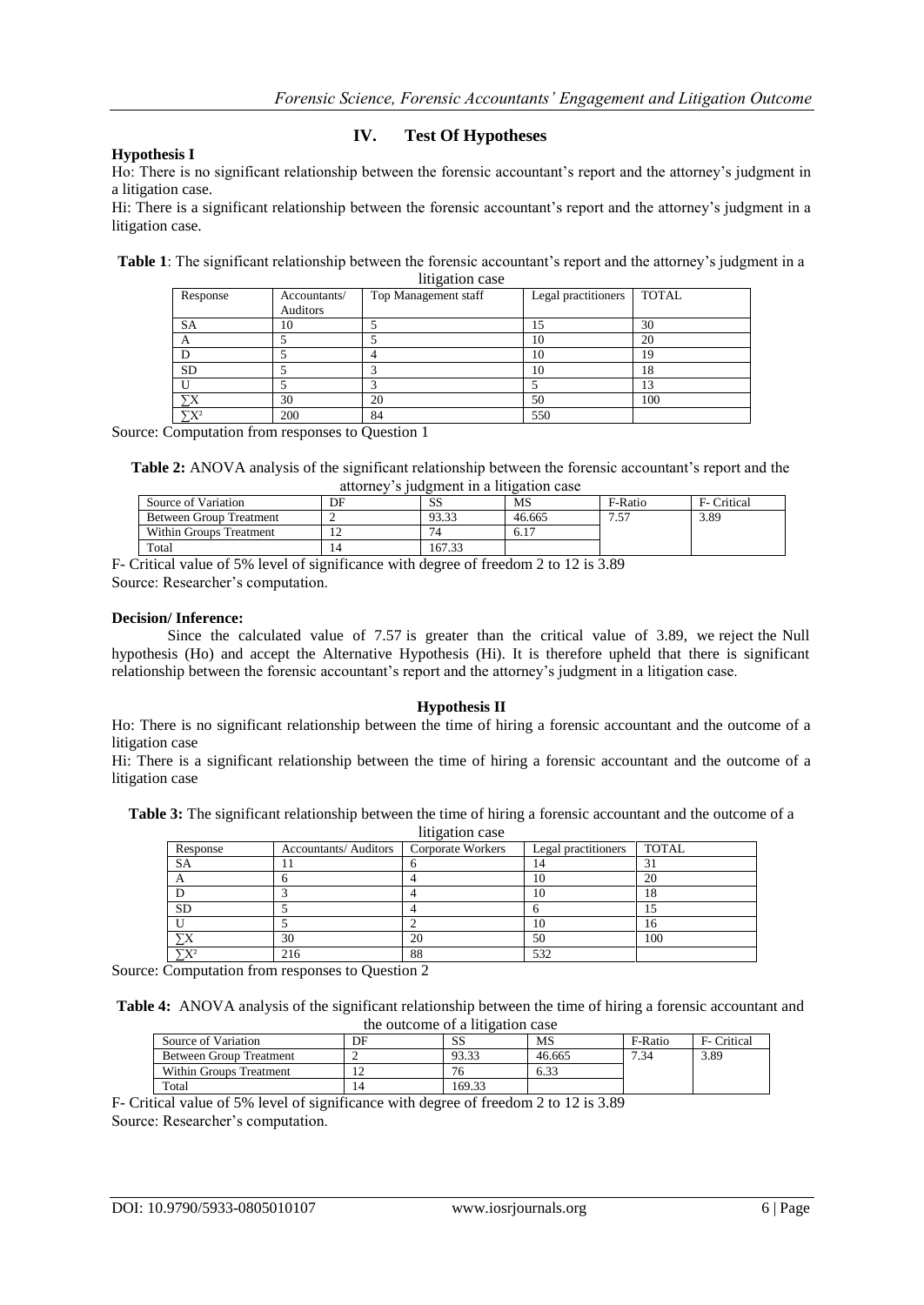## IV. Test Of Hypotheses

### Hypothesis I

Ho: There is no significant relationship between the forensic accountant's report and the attorney's judgment in a litigation case.

Hi: There is a significant relationship between the forensic accountant's report and the attorney's judgment in a litigation case.

**Table 1**: The significant relationship between the forensic accountant's report and the attorney's judgment in a litigation case

| Response | Accountants/ Auditors | Top Management staff | Legal practitioners | TOTAL |
|---|---|---|---|---|
| SA | 10 | 5 | 15 | 30 |
| A | 5 | 5 | 10 | 20 |
| D | 5 | 4 | 10 | 19 |
| SD | 5 | 3 | 10 | 18 |
| U | 5 | 3 | 5 | 13 |
| $\sum X$ | 30 | 20 | 50 | 100 |
| $\sum X^2$ | 200 | 84 | 550 | |

Source: Computation from responses to Question 1

**Table 2:** ANOVA analysis of the significant relationship between the forensic accountant's report and the attorney's judgment in a litigation case

| Source of Variation | DF | SS | MS | F-Ratio | F- Critical |
|---|---|---|---|---|---|
| Between Group Treatment | 2 | 93.33 | 46.665 | 7.57 | 3.89 |
| Within Groups Treatment | 12 | 74 | 6.17 | | |
| Total | 14 | 167.33 | | | |

F- Critical value of 5% level of significance with degree of freedom 2 to 12 is 3.89

Source: Researcher's computation.

**Decision/ Inference:**

Since the calculated value of 7.57 is greater than the critical value of 3.89, we reject the Null hypothesis (Ho) and accept the Alternative Hypothesis (Hi). It is therefore upheld that there is significant relationship between the forensic accountant's report and the attorney's judgment in a litigation case.

### Hypothesis II

Ho: There is no significant relationship between the time of hiring a forensic accountant and the outcome of a litigation case

Hi: There is a significant relationship between the time of hiring a forensic accountant and the outcome of a litigation case

**Table 3:** The significant relationship between the time of hiring a forensic accountant and the outcome of a litigation case

| Response | Accountants/ Auditors | Corporate Workers | Legal practitioners | TOTAL |
|---|---|---|---|---|
| SA | 11 | 6 | 14 | 31 |
| A | 6 | 4 | 10 | 20 |
| D | 3 | 4 | 10 | 18 |
| SD | 5 | 4 | 6 | 15 |
| U | 5 | 2 | 10 | 16 |
| $\sum X$ | 30 | 20 | 50 | 100 |
| $\sum X^2$ | 216 | 88 | 532 | |

Source: Computation from responses to Question 2

**Table 4:** ANOVA analysis of the significant relationship between the time of hiring a forensic accountant and the outcome of a litigation case

| Source of Variation | DF | SS | MS | F-Ratio | F- Critical |
|---|---|---|---|---|---|
| Between Group Treatment | 2 | 93.33 | 46.665 | 7.34 | 3.89 |
| Within Groups Treatment | 12 | 76 | 6.33 | | |
| Total | 14 | 169.33 | | | |

F- Critical value of 5% level of significance with degree of freedom 2 to 12 is 3.89

Source: Researcher's computation.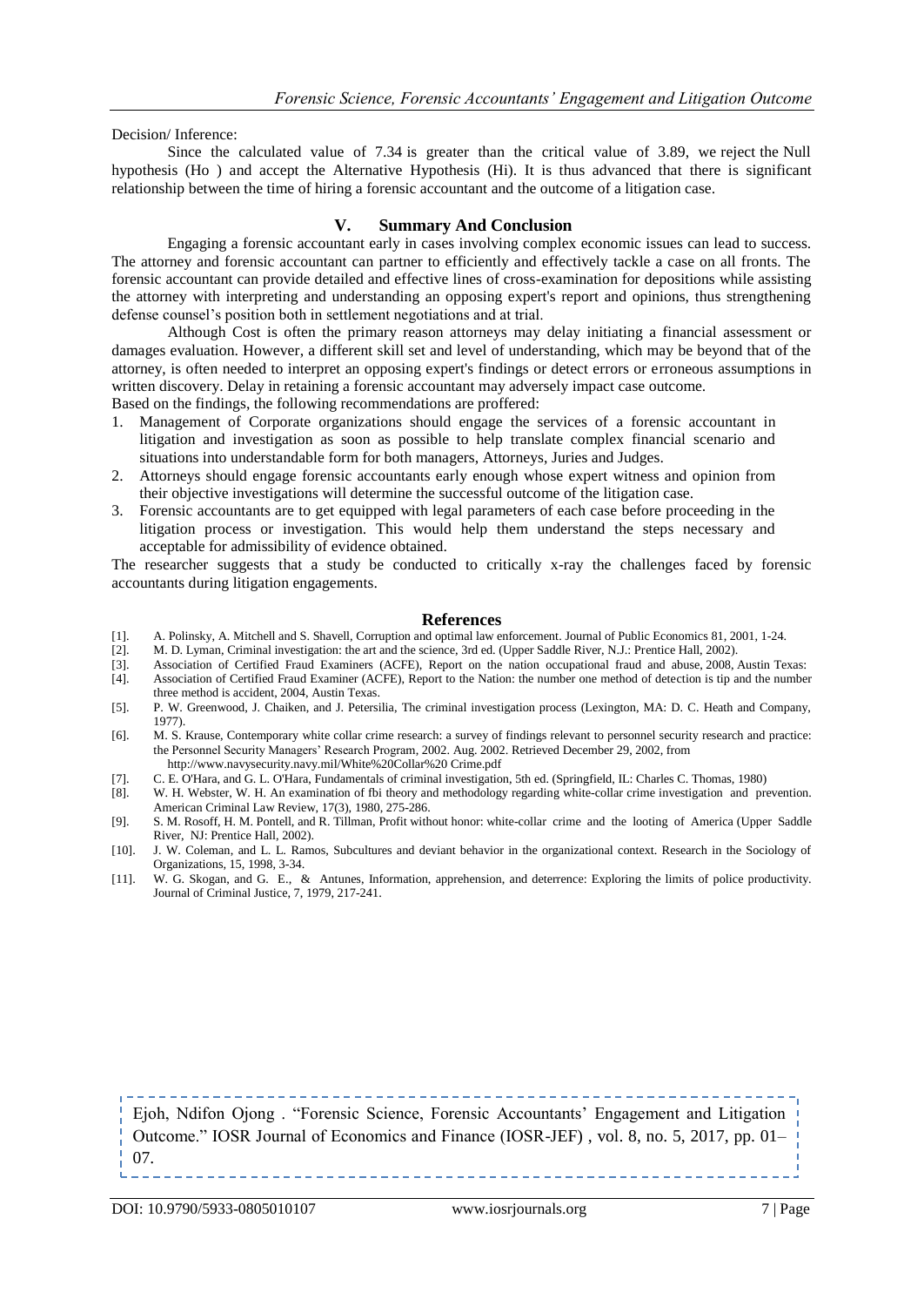Decision/ Inference:

Since the calculated value of 7.34 is greater than the critical value of 3.89, we reject the Null hypothesis (Ho ) and accept the Alternative Hypothesis (Hi). It is thus advanced that there is significant relationship between the time of hiring a forensic accountant and the outcome of a litigation case.

## V. Summary And Conclusion

Engaging a forensic accountant early in cases involving complex economic issues can lead to success. The attorney and forensic accountant can partner to efficiently and effectively tackle a case on all fronts. The forensic accountant can provide detailed and effective lines of cross-examination for depositions while assisting the attorney with interpreting and understanding an opposing expert's report and opinions, thus strengthening defense counsel's position both in settlement negotiations and at trial.

Although Cost is often the primary reason attorneys may delay initiating a financial assessment or damages evaluation. However, a different skill set and level of understanding, which may be beyond that of the attorney, is often needed to interpret an opposing expert's findings or detect errors or erroneous assumptions in written discovery. Delay in retaining a forensic accountant may adversely impact case outcome.

Based on the findings, the following recommendations are proffered:

1. Management of Corporate organizations should engage the services of a forensic accountant in litigation and investigation as soon as possible to help translate complex financial scenario and situations into understandable form for both managers, Attorneys, Juries and Judges.
2. Attorneys should engage forensic accountants early enough whose expert witness and opinion from their objective investigations will determine the successful outcome of the litigation case.
3. Forensic accountants are to get equipped with legal parameters of each case before proceeding in the litigation process or investigation. This would help them understand the steps necessary and acceptable for admissibility of evidence obtained.

The researcher suggests that a study be conducted to critically x-ray the challenges faced by forensic accountants during litigation engagements.

## References

[1]. A. Polinsky, A. Mitchell and S. Shavell, Corruption and optimal law enforcement. Journal of Public Economics 81, 2001, 1-24.

[2]. M. D. Lyman, Criminal investigation: the art and the science, 3rd ed. (Upper Saddle River, N.J.: Prentice Hall, 2002).

[3]. Association of Certified Fraud Examiners (ACFE), Report on the nation occupational fraud and abuse, 2008, Austin Texas:

[4]. Association of Certified Fraud Examiner (ACFE), Report to the Nation: the number one method of detection is tip and the number three method is accident, 2004, Austin Texas.

[5]. P. W. Greenwood, J. Chaiken, and J. Petersilia, The criminal investigation process (Lexington, MA: D. C. Heath and Company, 1977).

[6]. M. S. Krause, Contemporary white collar crime research: a survey of findings relevant to personnel security research and practice: the Personnel Security Managers' Research Program, 2002. Aug. 2002. Retrieved December 29, 2002, from http://www.navysecurity.navy.mil/White%20Collar%20 Crime.pdf

[7]. C. E. O'Hara, and G. L. O'Hara, Fundamentals of criminal investigation, 5th ed. (Springfield, IL: Charles C. Thomas, 1980)

[8]. W. H. Webster, W. H. An examination of fbi theory and methodology regarding white-collar crime investigation and prevention. American Criminal Law Review, 17(3), 1980, 275-286.

[9]. S. M. Rosoff, H. M. Pontell, and R. Tillman, Profit without honor: white-collar crime and the looting of America (Upper Saddle River, NJ: Prentice Hall, 2002).

[10]. J. W. Coleman, and L. L. Ramos, Subcultures and deviant behavior in the organizational context. Research in the Sociology of Organizations, 15, 1998, 3-34.

[11]. W. G. Skogan, and G. E., & Antunes, Information, apprehension, and deterrence: Exploring the limits of police productivity. Journal of Criminal Justice, 7, 1979, 217-241.

Ejoh, Ndifon Ojong . "Forensic Science, Forensic Accountants' Engagement and Litigation Outcome." IOSR Journal of Economics and Finance (IOSR-JEF) , vol. 8, no. 5, 2017, pp. 01–07.